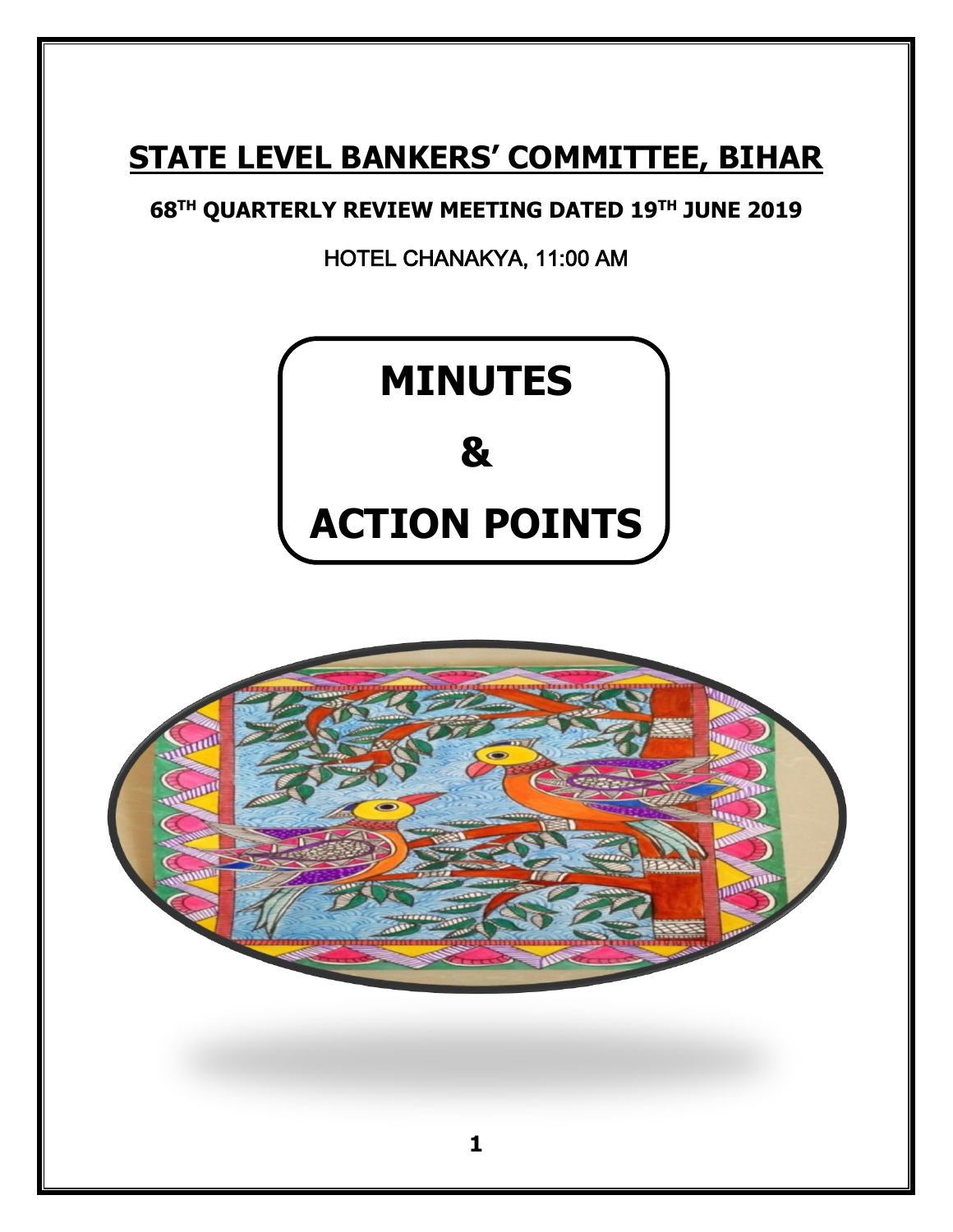# STATE LEVEL BANKERS' COMMITTEE, BIHAR

**68TH QUARTERLY REVIEW MEETING DATED 19TH JUNE 2019**

HOTEL CHANAKYA, 11:00 AM

# MINUTES

# &

# ACTION POINTS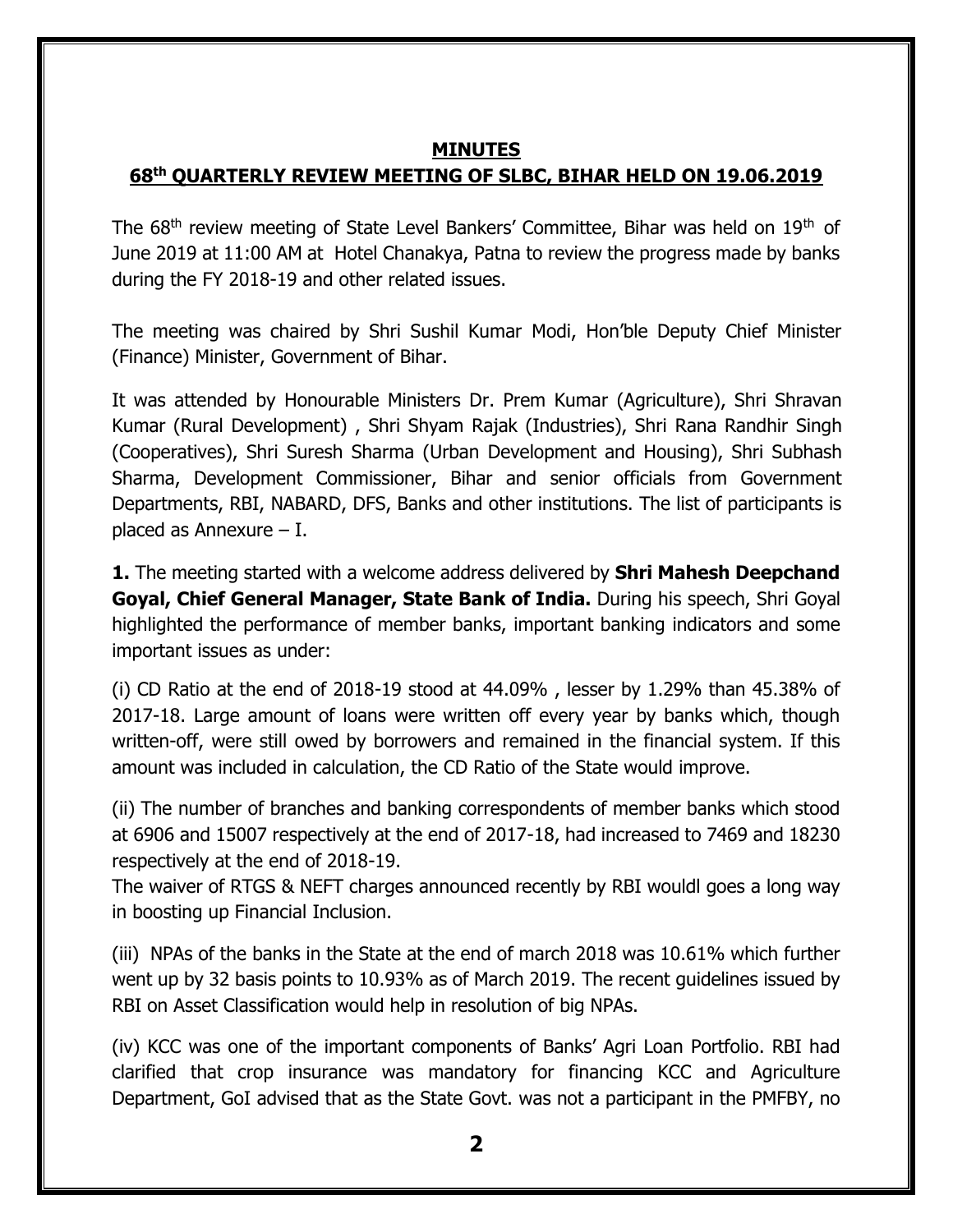**MINUTES**

**68th QUARTERLY REVIEW MEETING OF SLBC, BIHAR HELD ON 19.06.2019**

The 68th review meeting of State Level Bankers' Committee, Bihar was held on 19th of June 2019 at 11:00 AM at Hotel Chanakya, Patna to review the progress made by banks during the FY 2018-19 and other related issues.

The meeting was chaired by Shri Sushil Kumar Modi, Hon'ble Deputy Chief Minister (Finance) Minister, Government of Bihar.

It was attended by Honourable Ministers Dr. Prem Kumar (Agriculture), Shri Shravan Kumar (Rural Development) , Shri Shyam Rajak (Industries), Shri Rana Randhir Singh (Cooperatives), Shri Suresh Sharma (Urban Development and Housing), Shri Subhash Sharma, Development Commissioner, Bihar and senior officials from Government Departments, RBI, NABARD, DFS, Banks and other institutions. The list of participants is placed as Annexure – I.

**1.** The meeting started with a welcome address delivered by **Shri Mahesh Deepchand Goyal, Chief General Manager, State Bank of India.** During his speech, Shri Goyal highlighted the performance of member banks, important banking indicators and some important issues as under:

(i) CD Ratio at the end of 2018-19 stood at 44.09% , lesser by 1.29% than 45.38% of 2017-18. Large amount of loans were written off every year by banks which, though written-off, were still owed by borrowers and remained in the financial system. If this amount was included in calculation, the CD Ratio of the State would improve.

(ii) The number of branches and banking correspondents of member banks which stood at 6906 and 15007 respectively at the end of 2017-18, had increased to 7469 and 18230 respectively at the end of 2018-19.
The waiver of RTGS & NEFT charges announced recently by RBI wouldl goes a long way in boosting up Financial Inclusion.

(iii) NPAs of the banks in the State at the end of march 2018 was 10.61% which further went up by 32 basis points to 10.93% as of March 2019. The recent guidelines issued by RBI on Asset Classification would help in resolution of big NPAs.

(iv) KCC was one of the important components of Banks' Agri Loan Portfolio. RBI had clarified that crop insurance was mandatory for financing KCC and Agriculture Department, GoI advised that as the State Govt. was not a participant in the PMFBY, no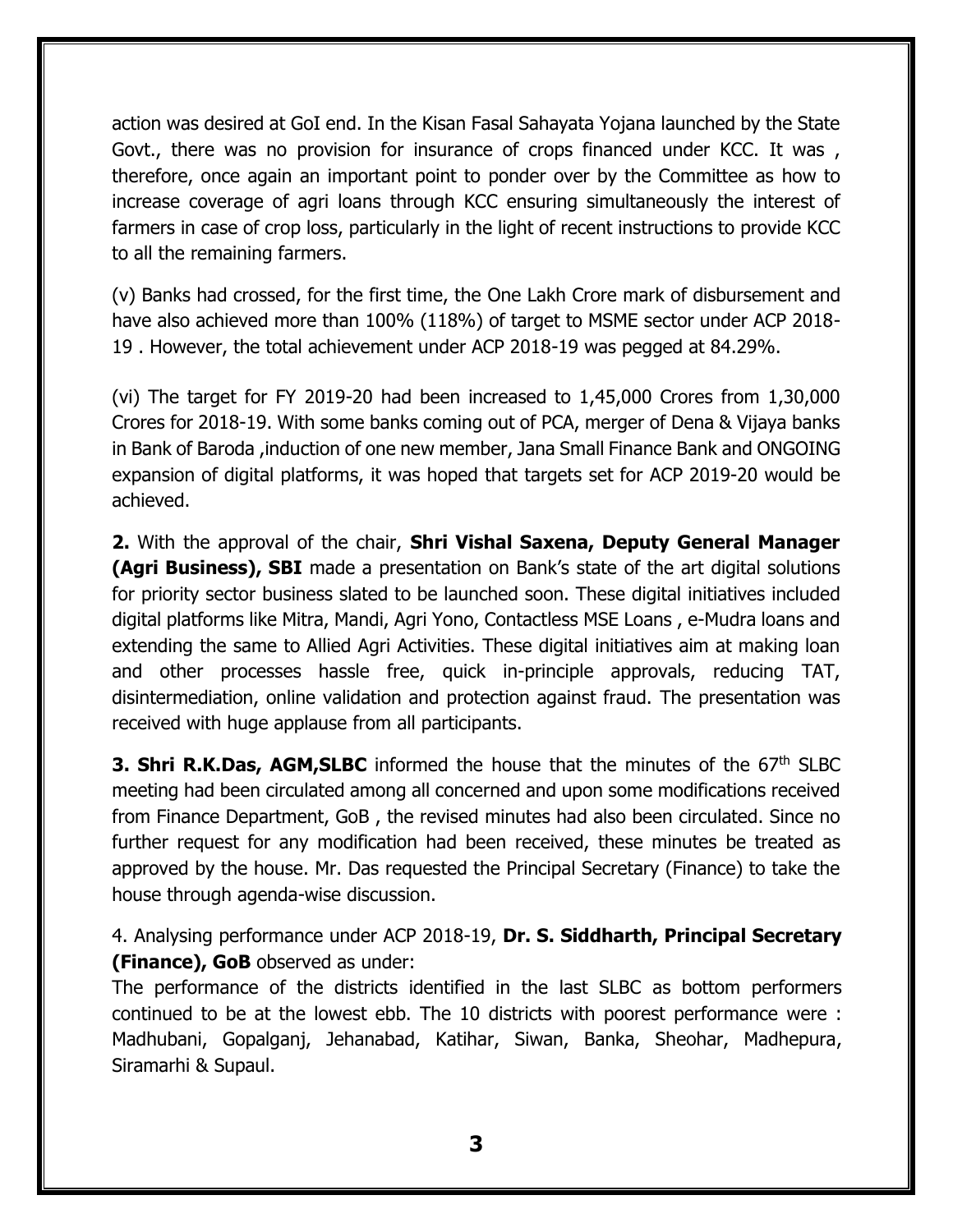action was desired at GoI end. In the Kisan Fasal Sahayata Yojana launched by the State Govt., there was no provision for insurance of crops financed under KCC. It was , therefore, once again an important point to ponder over by the Committee as how to increase coverage of agri loans through KCC ensuring simultaneously the interest of farmers in case of crop loss, particularly in the light of recent instructions to provide KCC to all the remaining farmers.

(v) Banks had crossed, for the first time, the One Lakh Crore mark of disbursement and have also achieved more than 100% (118%) of target to MSME sector under ACP 2018-19 . However, the total achievement under ACP 2018-19 was pegged at 84.29%.

(vi) The target for FY 2019-20 had been increased to 1,45,000 Crores from 1,30,000 Crores for 2018-19. With some banks coming out of PCA, merger of Dena & Vijaya banks in Bank of Baroda ,induction of one new member, Jana Small Finance Bank and ONGOING expansion of digital platforms, it was hoped that targets set for ACP 2019-20 would be achieved.

**2.** With the approval of the chair, **Shri Vishal Saxena, Deputy General Manager (Agri Business), SBI** made a presentation on Bank's state of the art digital solutions for priority sector business slated to be launched soon. These digital initiatives included digital platforms like Mitra, Mandi, Agri Yono, Contactless MSE Loans , e-Mudra loans and extending the same to Allied Agri Activities. These digital initiatives aim at making loan and other processes hassle free, quick in-principle approvals, reducing TAT, disintermediation, online validation and protection against fraud. The presentation was received with huge applause from all participants.

**3. Shri R.K.Das, AGM,SLBC** informed the house that the minutes of the 67th SLBC meeting had been circulated among all concerned and upon some modifications received from Finance Department, GoB , the revised minutes had also been circulated. Since no further request for any modification had been received, these minutes be treated as approved by the house. Mr. Das requested the Principal Secretary (Finance) to take the house through agenda-wise discussion.

4. Analysing performance under ACP 2018-19, **Dr. S. Siddharth, Principal Secretary (Finance), GoB** observed as under:
The performance of the districts identified in the last SLBC as bottom performers continued to be at the lowest ebb. The 10 districts with poorest performance were : Madhubani, Gopalganj, Jehanabad, Katihar, Siwan, Banka, Sheohar, Madhepura, Siramarhi & Supaul.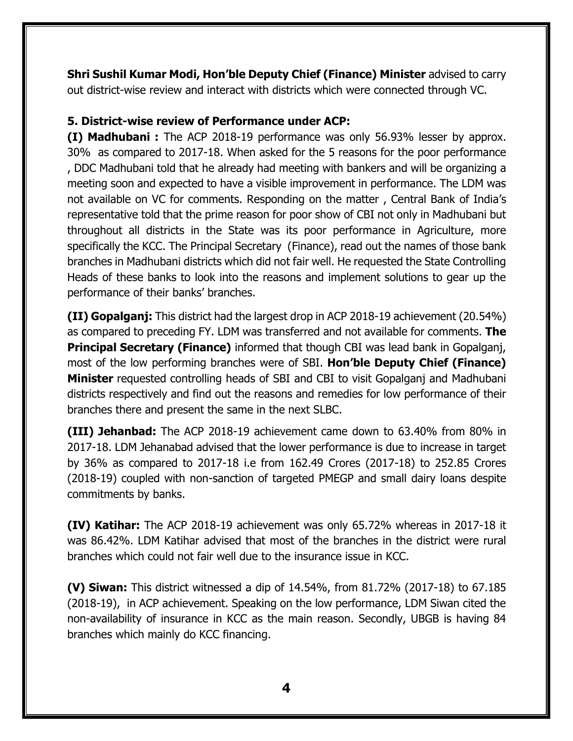**Shri Sushil Kumar Modi, Hon'ble Deputy Chief (Finance) Minister** advised to carry out district-wise review and interact with districts which were connected through VC.

**5. District-wise review of Performance under ACP:**

**(I) Madhubani :** The ACP 2018-19 performance was only 56.93% lesser by approx. 30% as compared to 2017-18. When asked for the 5 reasons for the poor performance , DDC Madhubani told that he already had meeting with bankers and will be organizing a meeting soon and expected to have a visible improvement in performance. The LDM was not available on VC for comments. Responding on the matter , Central Bank of India's representative told that the prime reason for poor show of CBI not only in Madhubani but throughout all districts in the State was its poor performance in Agriculture, more specifically the KCC. The Principal Secretary (Finance), read out the names of those bank branches in Madhubani districts which did not fair well. He requested the State Controlling Heads of these banks to look into the reasons and implement solutions to gear up the performance of their banks' branches.

**(II) Gopalganj:** This district had the largest drop in ACP 2018-19 achievement (20.54%) as compared to preceding FY. LDM was transferred and not available for comments. **The Principal Secretary (Finance)** informed that though CBI was lead bank in Gopalganj, most of the low performing branches were of SBI. **Hon'ble Deputy Chief (Finance) Minister** requested controlling heads of SBI and CBI to visit Gopalganj and Madhubani districts respectively and find out the reasons and remedies for low performance of their branches there and present the same in the next SLBC.

**(III) Jehanbad:** The ACP 2018-19 achievement came down to 63.40% from 80% in 2017-18. LDM Jehanabad advised that the lower performance is due to increase in target by 36% as compared to 2017-18 i.e from 162.49 Crores (2017-18) to 252.85 Crores (2018-19) coupled with non-sanction of targeted PMEGP and small dairy loans despite commitments by banks.

**(IV) Katihar:** The ACP 2018-19 achievement was only 65.72% whereas in 2017-18 it was 86.42%. LDM Katihar advised that most of the branches in the district were rural branches which could not fair well due to the insurance issue in KCC.

**(V) Siwan:** This district witnessed a dip of 14.54%, from 81.72% (2017-18) to 67.185 (2018-19), in ACP achievement. Speaking on the low performance, LDM Siwan cited the non-availability of insurance in KCC as the main reason. Secondly, UBGB is having 84 branches which mainly do KCC financing.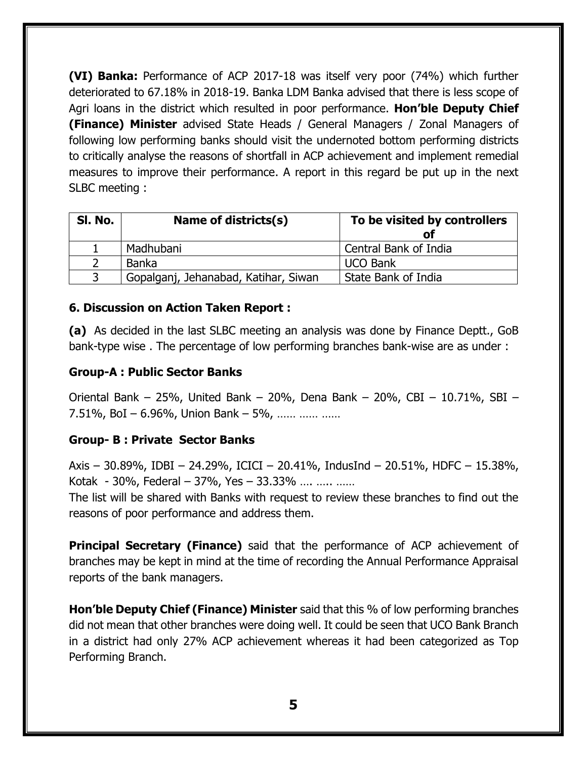**(VI) Banka:** Performance of ACP 2017-18 was itself very poor (74%) which further deteriorated to 67.18% in 2018-19. Banka LDM Banka advised that there is less scope of Agri loans in the district which resulted in poor performance. **Hon'ble Deputy Chief (Finance) Minister** advised State Heads / General Managers / Zonal Managers of following low performing banks should visit the undernoted bottom performing districts to critically analyse the reasons of shortfall in ACP achievement and implement remedial measures to improve their performance. A report in this regard be put up in the next SLBC meeting :

| Sl. No. | Name of districts(s) | To be visited by controllers of |
|---|---|---|
| 1 | Madhubani | Central Bank of India |
| 2 | Banka | UCO Bank |
| 3 | Gopalganj, Jehanabad, Katihar, Siwan | State Bank of India |

### 6. Discussion on Action Taken Report :

**(a)** As decided in the last SLBC meeting an analysis was done by Finance Deptt., GoB bank-type wise . The percentage of low performing branches bank-wise are as under :

#### Group-A : Public Sector Banks

Oriental Bank – 25%, United Bank – 20%, Dena Bank – 20%, CBI – 10.71%, SBI – 7.51%, BoI – 6.96%, Union Bank – 5%, …… …… ……

#### Group- B : Private Sector Banks

Axis – 30.89%, IDBI – 24.29%, ICICI – 20.41%, IndusInd – 20.51%, HDFC – 15.38%, Kotak - 30%, Federal – 37%, Yes – 33.33% …. ….. ……

The list will be shared with Banks with request to review these branches to find out the reasons of poor performance and address them.

**Principal Secretary (Finance)** said that the performance of ACP achievement of branches may be kept in mind at the time of recording the Annual Performance Appraisal reports of the bank managers.

**Hon'ble Deputy Chief (Finance) Minister** said that this % of low performing branches did not mean that other branches were doing well. It could be seen that UCO Bank Branch in a district had only 27% ACP achievement whereas it had been categorized as Top Performing Branch.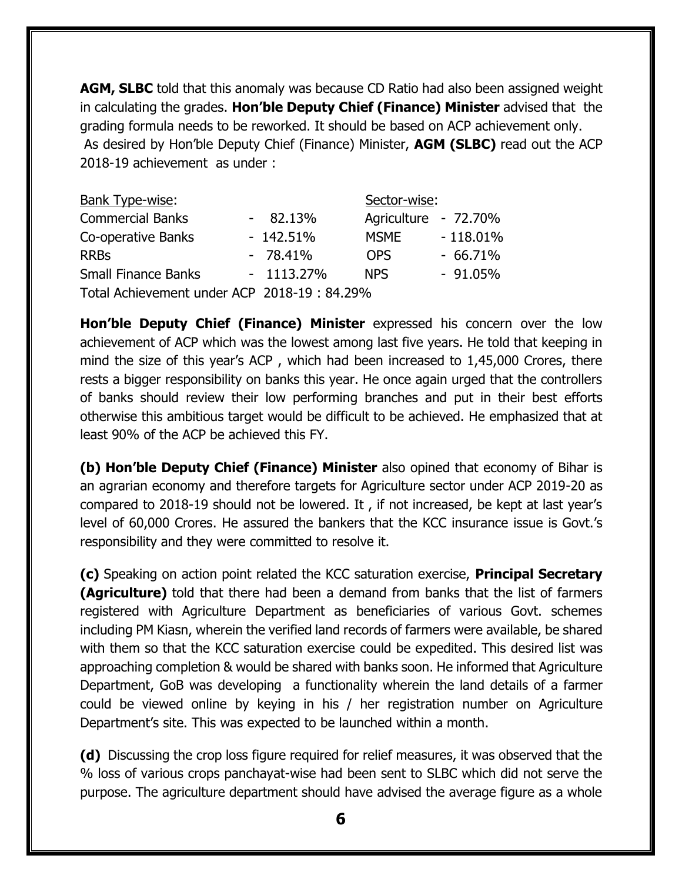**AGM, SLBC** told that this anomaly was because CD Ratio had also been assigned weight in calculating the grades. **Hon'ble Deputy Chief (Finance) Minister** advised that the grading formula needs to be reworked. It should be based on ACP achievement only.
As desired by Hon'ble Deputy Chief (Finance) Minister, **AGM (SLBC)** read out the ACP 2018-19 achievement as under :

| Bank Type-wise: | | Sector-wise: | |
|---|---|---|---|
| Commercial Banks | - 82.13% | Agriculture | - 72.70% |
| Co-operative Banks | - 142.51% | MSME | - 118.01% |
| RRBs | - 78.41% | OPS | - 66.71% |
| Small Finance Banks | - 1113.27% | NPS | - 91.05% |

Total Achievement under ACP 2018-19 : 84.29%

**Hon'ble Deputy Chief (Finance) Minister** expressed his concern over the low achievement of ACP which was the lowest among last five years. He told that keeping in mind the size of this year's ACP , which had been increased to 1,45,000 Crores, there rests a bigger responsibility on banks this year. He once again urged that the controllers of banks should review their low performing branches and put in their best efforts otherwise this ambitious target would be difficult to be achieved. He emphasized that at least 90% of the ACP be achieved this FY.

**(b) Hon'ble Deputy Chief (Finance) Minister** also opined that economy of Bihar is an agrarian economy and therefore targets for Agriculture sector under ACP 2019-20 as compared to 2018-19 should not be lowered. It , if not increased, be kept at last year's level of 60,000 Crores. He assured the bankers that the KCC insurance issue is Govt.'s responsibility and they were committed to resolve it.

**(c)** Speaking on action point related the KCC saturation exercise, **Principal Secretary (Agriculture)** told that there had been a demand from banks that the list of farmers registered with Agriculture Department as beneficiaries of various Govt. schemes including PM Kiasn, wherein the verified land records of farmers were available, be shared with them so that the KCC saturation exercise could be expedited. This desired list was approaching completion & would be shared with banks soon. He informed that Agriculture Department, GoB was developing a functionality wherein the land details of a farmer could be viewed online by keying in his / her registration number on Agriculture Department's site. This was expected to be launched within a month.

**(d)** Discussing the crop loss figure required for relief measures, it was observed that the % loss of various crops panchayat-wise had been sent to SLBC which did not serve the purpose. The agriculture department should have advised the average figure as a whole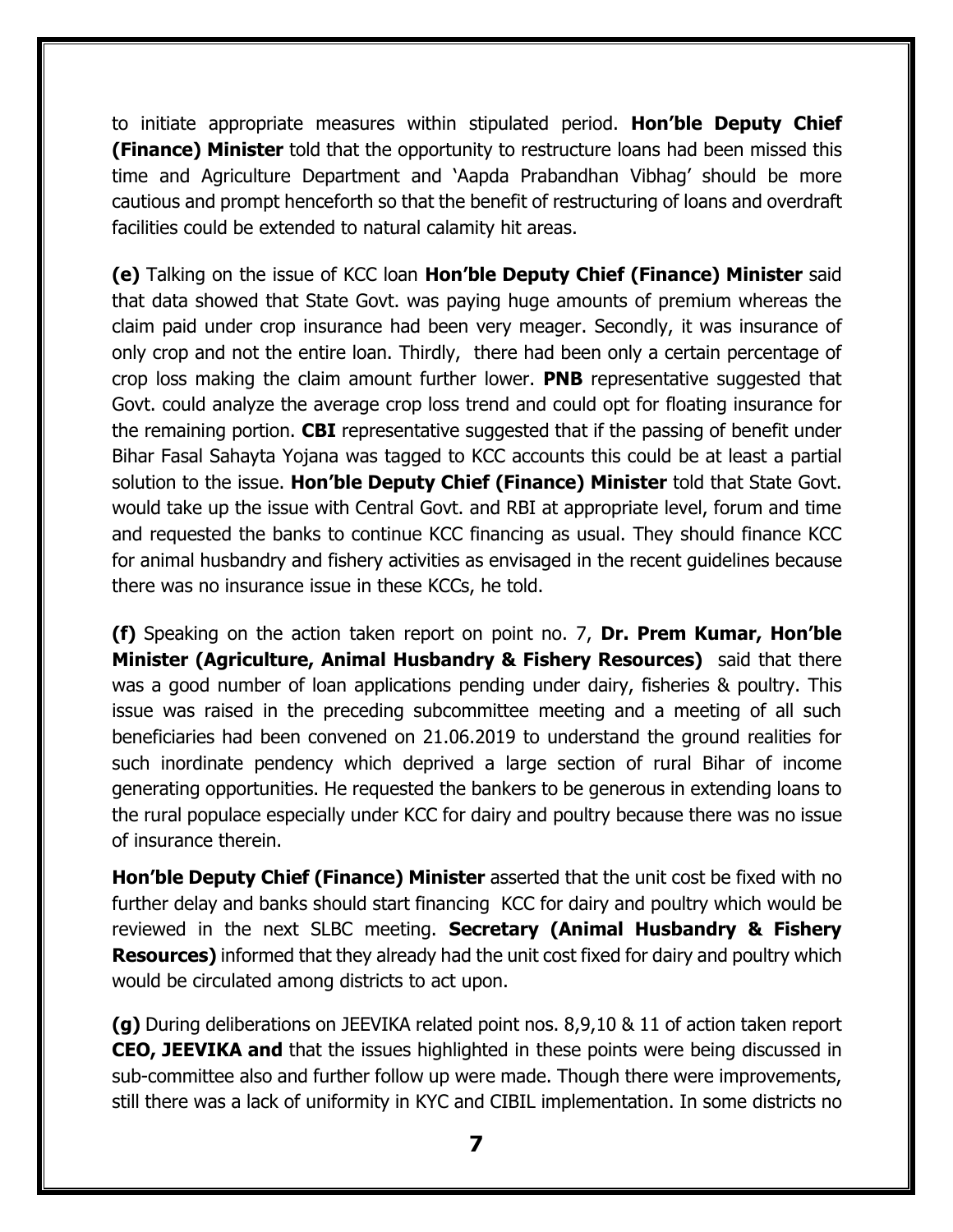to initiate appropriate measures within stipulated period. **Hon'ble Deputy Chief (Finance) Minister** told that the opportunity to restructure loans had been missed this time and Agriculture Department and 'Aapda Prabandhan Vibhag' should be more cautious and prompt henceforth so that the benefit of restructuring of loans and overdraft facilities could be extended to natural calamity hit areas.

**(e)** Talking on the issue of KCC loan **Hon'ble Deputy Chief (Finance) Minister** said that data showed that State Govt. was paying huge amounts of premium whereas the claim paid under crop insurance had been very meager. Secondly, it was insurance of only crop and not the entire loan. Thirdly, there had been only a certain percentage of crop loss making the claim amount further lower. **PNB** representative suggested that Govt. could analyze the average crop loss trend and could opt for floating insurance for the remaining portion. **CBI** representative suggested that if the passing of benefit under Bihar Fasal Sahayta Yojana was tagged to KCC accounts this could be at least a partial solution to the issue. **Hon'ble Deputy Chief (Finance) Minister** told that State Govt. would take up the issue with Central Govt. and RBI at appropriate level, forum and time and requested the banks to continue KCC financing as usual. They should finance KCC for animal husbandry and fishery activities as envisaged in the recent guidelines because there was no insurance issue in these KCCs, he told.

**(f)** Speaking on the action taken report on point no. 7, **Dr. Prem Kumar, Hon'ble Minister (Agriculture, Animal Husbandry & Fishery Resources)** said that there was a good number of loan applications pending under dairy, fisheries & poultry. This issue was raised in the preceding subcommittee meeting and a meeting of all such beneficiaries had been convened on 21.06.2019 to understand the ground realities for such inordinate pendency which deprived a large section of rural Bihar of income generating opportunities. He requested the bankers to be generous in extending loans to the rural populace especially under KCC for dairy and poultry because there was no issue of insurance therein.

**Hon'ble Deputy Chief (Finance) Minister** asserted that the unit cost be fixed with no further delay and banks should start financing KCC for dairy and poultry which would be reviewed in the next SLBC meeting. **Secretary (Animal Husbandry & Fishery Resources)** informed that they already had the unit cost fixed for dairy and poultry which would be circulated among districts to act upon.

**(g)** During deliberations on JEEVIKA related point nos. 8,9,10 & 11 of action taken report **CEO, JEEVIKA and** that the issues highlighted in these points were being discussed in sub-committee also and further follow up were made. Though there were improvements, still there was a lack of uniformity in KYC and CIBIL implementation. In some districts no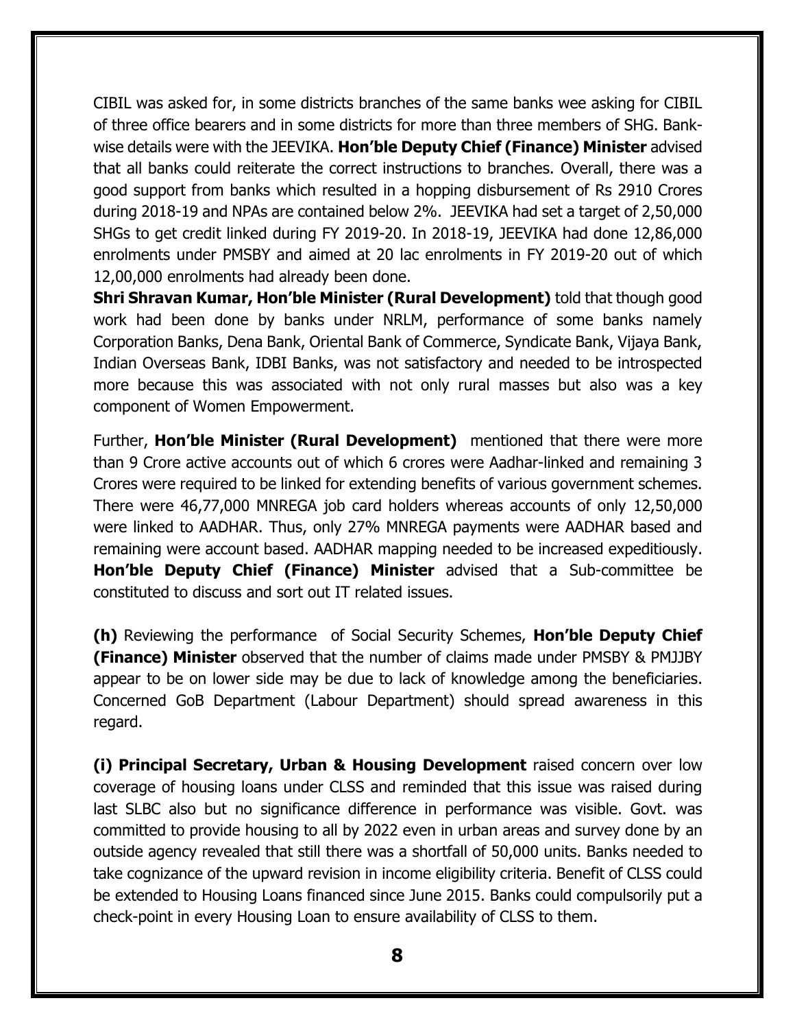CIBIL was asked for, in some districts branches of the same banks wee asking for CIBIL of three office bearers and in some districts for more than three members of SHG. Bank-wise details were with the JEEVIKA. **Hon'ble Deputy Chief (Finance) Minister** advised that all banks could reiterate the correct instructions to branches. Overall, there was a good support from banks which resulted in a hopping disbursement of Rs 2910 Crores during 2018-19 and NPAs are contained below 2%. JEEVIKA had set a target of 2,50,000 SHGs to get credit linked during FY 2019-20. In 2018-19, JEEVIKA had done 12,86,000 enrolments under PMSBY and aimed at 20 lac enrolments in FY 2019-20 out of which 12,00,000 enrolments had already been done.

**Shri Shravan Kumar, Hon'ble Minister (Rural Development)** told that though good work had been done by banks under NRLM, performance of some banks namely Corporation Banks, Dena Bank, Oriental Bank of Commerce, Syndicate Bank, Vijaya Bank, Indian Overseas Bank, IDBI Banks, was not satisfactory and needed to be introspected more because this was associated with not only rural masses but also was a key component of Women Empowerment.

Further, **Hon'ble Minister (Rural Development)** mentioned that there were more than 9 Crore active accounts out of which 6 crores were Aadhar-linked and remaining 3 Crores were required to be linked for extending benefits of various government schemes. There were 46,77,000 MNREGA job card holders whereas accounts of only 12,50,000 were linked to AADHAR. Thus, only 27% MNREGA payments were AADHAR based and remaining were account based. AADHAR mapping needed to be increased expeditiously. **Hon'ble Deputy Chief (Finance) Minister** advised that a Sub-committee be constituted to discuss and sort out IT related issues.

**(h)** Reviewing the performance of Social Security Schemes, **Hon'ble Deputy Chief (Finance) Minister** observed that the number of claims made under PMSBY & PMJJBY appear to be on lower side may be due to lack of knowledge among the beneficiaries. Concerned GoB Department (Labour Department) should spread awareness in this regard.

**(i) Principal Secretary, Urban & Housing Development** raised concern over low coverage of housing loans under CLSS and reminded that this issue was raised during last SLBC also but no significance difference in performance was visible. Govt. was committed to provide housing to all by 2022 even in urban areas and survey done by an outside agency revealed that still there was a shortfall of 50,000 units. Banks needed to take cognizance of the upward revision in income eligibility criteria. Benefit of CLSS could be extended to Housing Loans financed since June 2015. Banks could compulsorily put a check-point in every Housing Loan to ensure availability of CLSS to them.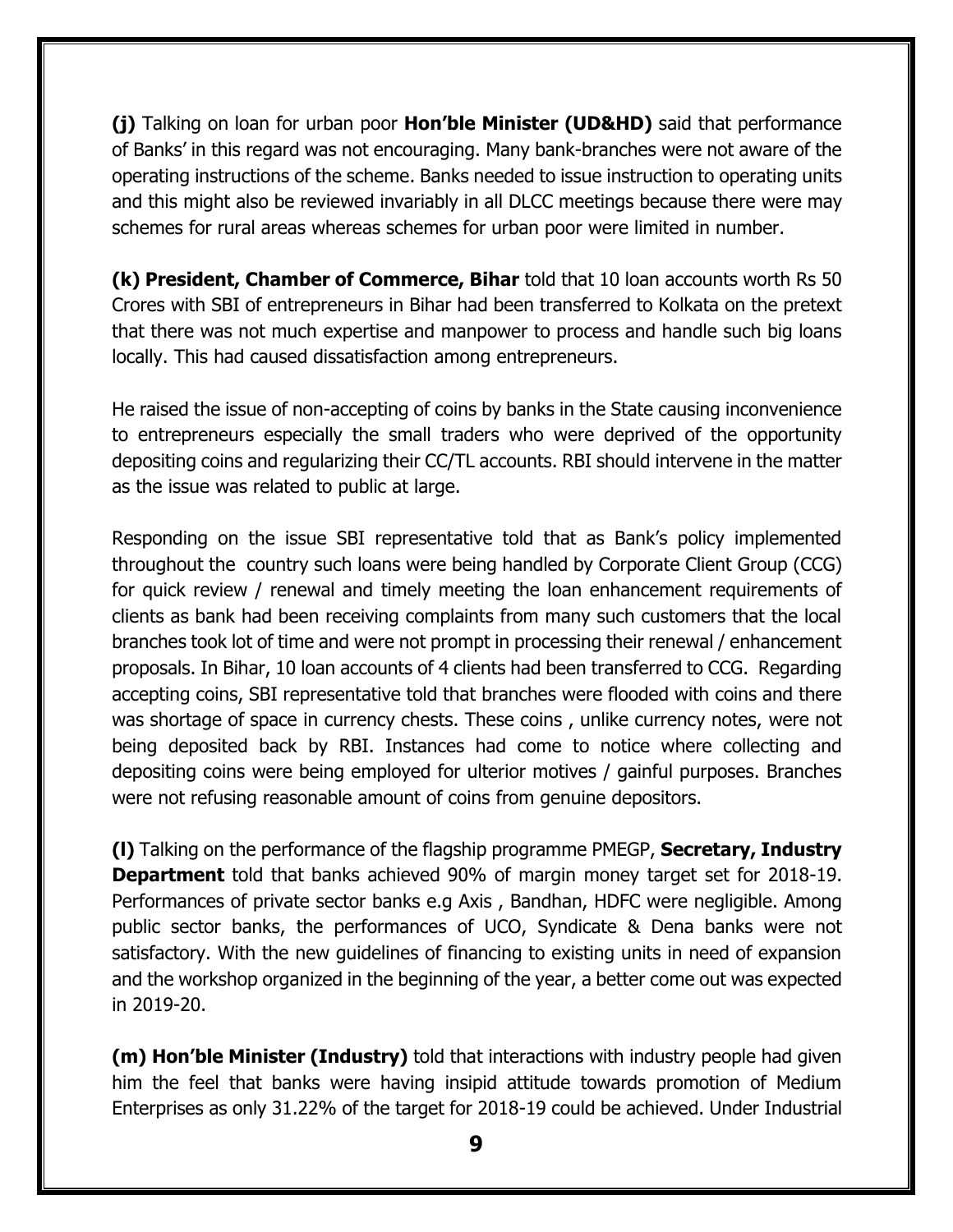**(j)** Talking on loan for urban poor **Hon'ble Minister (UD&HD)** said that performance of Banks' in this regard was not encouraging. Many bank-branches were not aware of the operating instructions of the scheme. Banks needed to issue instruction to operating units and this might also be reviewed invariably in all DLCC meetings because there were may schemes for rural areas whereas schemes for urban poor were limited in number.

**(k) President, Chamber of Commerce, Bihar** told that 10 loan accounts worth Rs 50 Crores with SBI of entrepreneurs in Bihar had been transferred to Kolkata on the pretext that there was not much expertise and manpower to process and handle such big loans locally. This had caused dissatisfaction among entrepreneurs.

He raised the issue of non-accepting of coins by banks in the State causing inconvenience to entrepreneurs especially the small traders who were deprived of the opportunity depositing coins and regularizing their CC/TL accounts. RBI should intervene in the matter as the issue was related to public at large.

Responding on the issue SBI representative told that as Bank's policy implemented throughout the country such loans were being handled by Corporate Client Group (CCG) for quick review / renewal and timely meeting the loan enhancement requirements of clients as bank had been receiving complaints from many such customers that the local branches took lot of time and were not prompt in processing their renewal / enhancement proposals. In Bihar, 10 loan accounts of 4 clients had been transferred to CCG. Regarding accepting coins, SBI representative told that branches were flooded with coins and there was shortage of space in currency chests. These coins , unlike currency notes, were not being deposited back by RBI. Instances had come to notice where collecting and depositing coins were being employed for ulterior motives / gainful purposes. Branches were not refusing reasonable amount of coins from genuine depositors.

**(l)** Talking on the performance of the flagship programme PMEGP, **Secretary, Industry Department** told that banks achieved 90% of margin money target set for 2018-19. Performances of private sector banks e.g Axis , Bandhan, HDFC were negligible. Among public sector banks, the performances of UCO, Syndicate & Dena banks were not satisfactory. With the new guidelines of financing to existing units in need of expansion and the workshop organized in the beginning of the year, a better come out was expected in 2019-20.

**(m) Hon'ble Minister (Industry)** told that interactions with industry people had given him the feel that banks were having insipid attitude towards promotion of Medium Enterprises as only 31.22% of the target for 2018-19 could be achieved. Under Industrial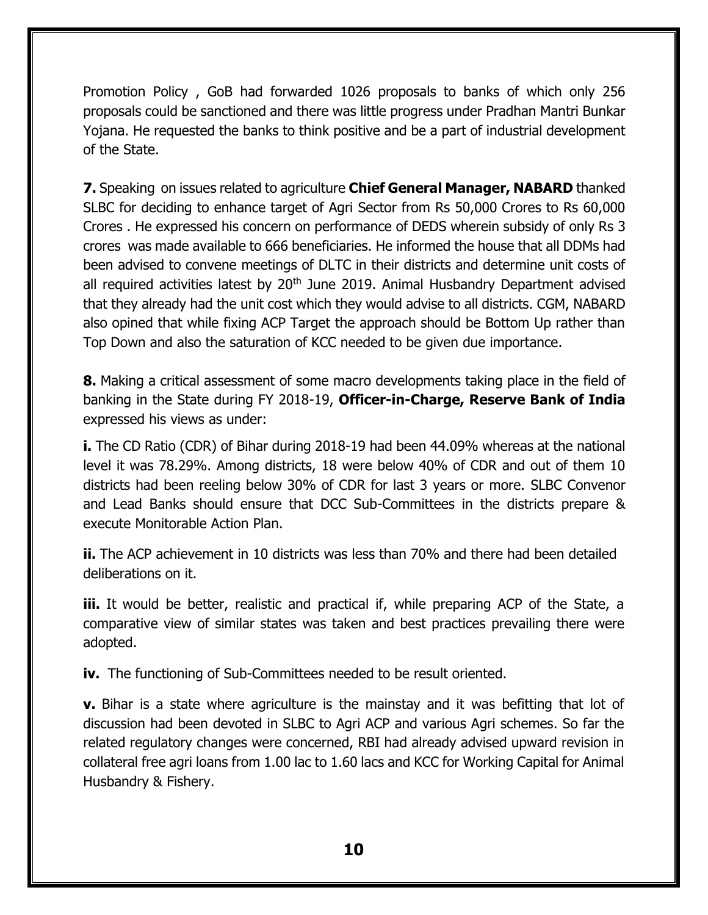Promotion Policy , GoB had forwarded 1026 proposals to banks of which only 256 proposals could be sanctioned and there was little progress under Pradhan Mantri Bunkar Yojana. He requested the banks to think positive and be a part of industrial development of the State.

**7.** Speaking on issues related to agriculture **Chief General Manager, NABARD** thanked SLBC for deciding to enhance target of Agri Sector from Rs 50,000 Crores to Rs 60,000 Crores . He expressed his concern on performance of DEDS wherein subsidy of only Rs 3 crores was made available to 666 beneficiaries. He informed the house that all DDMs had been advised to convene meetings of DLTC in their districts and determine unit costs of all required activities latest by 20th June 2019. Animal Husbandry Department advised that they already had the unit cost which they would advise to all districts. CGM, NABARD also opined that while fixing ACP Target the approach should be Bottom Up rather than Top Down and also the saturation of KCC needed to be given due importance.

**8.** Making a critical assessment of some macro developments taking place in the field of banking in the State during FY 2018-19, **Officer-in-Charge, Reserve Bank of India** expressed his views as under:

**i.** The CD Ratio (CDR) of Bihar during 2018-19 had been 44.09% whereas at the national level it was 78.29%. Among districts, 18 were below 40% of CDR and out of them 10 districts had been reeling below 30% of CDR for last 3 years or more. SLBC Convenor and Lead Banks should ensure that DCC Sub-Committees in the districts prepare & execute Monitorable Action Plan.

**ii.** The ACP achievement in 10 districts was less than 70% and there had been detailed deliberations on it.

**iii.** It would be better, realistic and practical if, while preparing ACP of the State, a comparative view of similar states was taken and best practices prevailing there were adopted.

**iv.** The functioning of Sub-Committees needed to be result oriented.

**v.** Bihar is a state where agriculture is the mainstay and it was befitting that lot of discussion had been devoted in SLBC to Agri ACP and various Agri schemes. So far the related regulatory changes were concerned, RBI had already advised upward revision in collateral free agri loans from 1.00 lac to 1.60 lacs and KCC for Working Capital for Animal Husbandry & Fishery.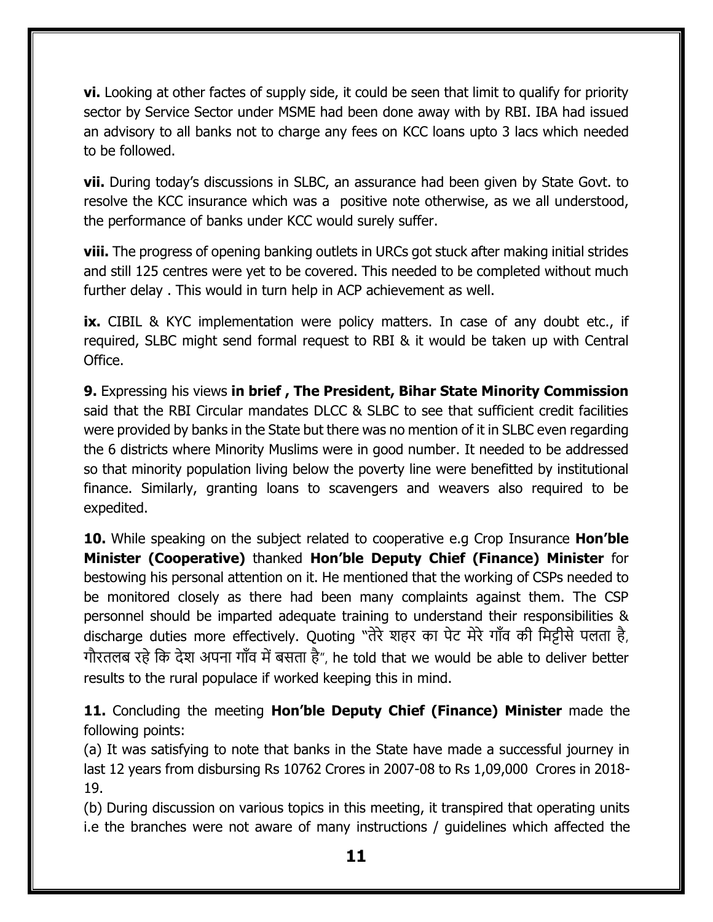**vi.** Looking at other factes of supply side, it could be seen that limit to qualify for priority sector by Service Sector under MSME had been done away with by RBI. IBA had issued an advisory to all banks not to charge any fees on KCC loans upto 3 lacs which needed to be followed.

**vii.** During today's discussions in SLBC, an assurance had been given by State Govt. to resolve the KCC insurance which was a positive note otherwise, as we all understood, the performance of banks under KCC would surely suffer.

**viii.** The progress of opening banking outlets in URCs got stuck after making initial strides and still 125 centres were yet to be covered. This needed to be completed without much further delay . This would in turn help in ACP achievement as well.

**ix.** CIBIL & KYC implementation were policy matters. In case of any doubt etc., if required, SLBC might send formal request to RBI & it would be taken up with Central Office.

**9.** Expressing his views **in brief , The President, Bihar State Minority Commission** said that the RBI Circular mandates DLCC & SLBC to see that sufficient credit facilities were provided by banks in the State but there was no mention of it in SLBC even regarding the 6 districts where Minority Muslims were in good number. It needed to be addressed so that minority population living below the poverty line were benefitted by institutional finance. Similarly, granting loans to scavengers and weavers also required to be expedited.

**10.** While speaking on the subject related to cooperative e.g Crop Insurance **Hon'ble Minister (Cooperative)** thanked **Hon'ble Deputy Chief (Finance) Minister** for bestowing his personal attention on it. He mentioned that the working of CSPs needed to be monitored closely as there had been many complaints against them. The CSP personnel should be imparted adequate training to understand their responsibilities & discharge duties more effectively. Quoting "तेरे शहर का पेट मेरे गाँव की मिट्टीसे पलता है, गौरतलब रहे कि देश अपना गाँव में बसता है", he told that we would be able to deliver better results to the rural populace if worked keeping this in mind.

**11.** Concluding the meeting **Hon'ble Deputy Chief (Finance) Minister** made the following points:

(a) It was satisfying to note that banks in the State have made a successful journey in last 12 years from disbursing Rs 10762 Crores in 2007-08 to Rs 1,09,000 Crores in 2018-19.

(b) During discussion on various topics in this meeting, it transpired that operating units i.e the branches were not aware of many instructions / guidelines which affected the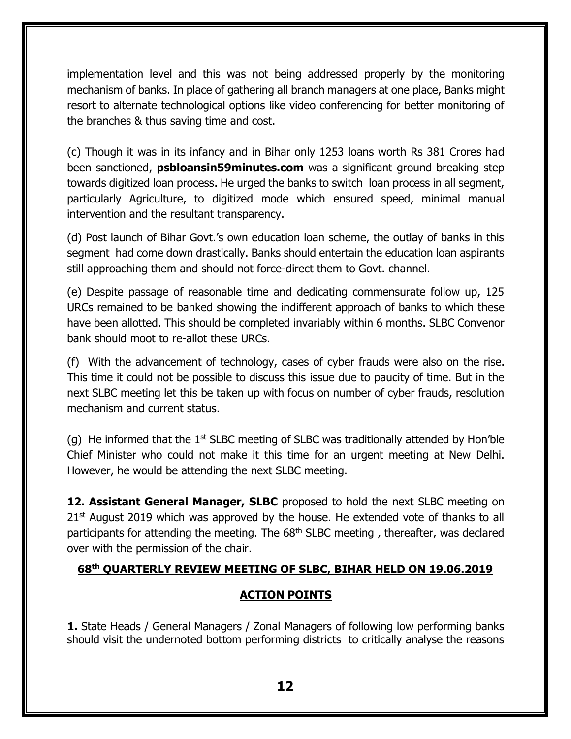implementation level and this was not being addressed properly by the monitoring mechanism of banks. In place of gathering all branch managers at one place, Banks might resort to alternate technological options like video conferencing for better monitoring of the branches & thus saving time and cost.

(c) Though it was in its infancy and in Bihar only 1253 loans worth Rs 381 Crores had been sanctioned, **psbloansin59minutes.com** was a significant ground breaking step towards digitized loan process. He urged the banks to switch loan process in all segment, particularly Agriculture, to digitized mode which ensured speed, minimal manual intervention and the resultant transparency.

(d) Post launch of Bihar Govt.'s own education loan scheme, the outlay of banks in this segment had come down drastically. Banks should entertain the education loan aspirants still approaching them and should not force-direct them to Govt. channel.

(e) Despite passage of reasonable time and dedicating commensurate follow up, 125 URCs remained to be banked showing the indifferent approach of banks to which these have been allotted. This should be completed invariably within 6 months. SLBC Convenor bank should moot to re-allot these URCs.

(f) With the advancement of technology, cases of cyber frauds were also on the rise. This time it could not be possible to discuss this issue due to paucity of time. But in the next SLBC meeting let this be taken up with focus on number of cyber frauds, resolution mechanism and current status.

(g) He informed that the 1st SLBC meeting of SLBC was traditionally attended by Hon'ble Chief Minister who could not make it this time for an urgent meeting at New Delhi. However, he would be attending the next SLBC meeting.

**12. Assistant General Manager, SLBC** proposed to hold the next SLBC meeting on 21st August 2019 which was approved by the house. He extended vote of thanks to all participants for attending the meeting. The 68th SLBC meeting , thereafter, was declared over with the permission of the chair.

## 68th QUARTERLY REVIEW MEETING OF SLBC, BIHAR HELD ON 19.06.2019

## ACTION POINTS

**1.** State Heads / General Managers / Zonal Managers of following low performing banks should visit the undernoted bottom performing districts to critically analyse the reasons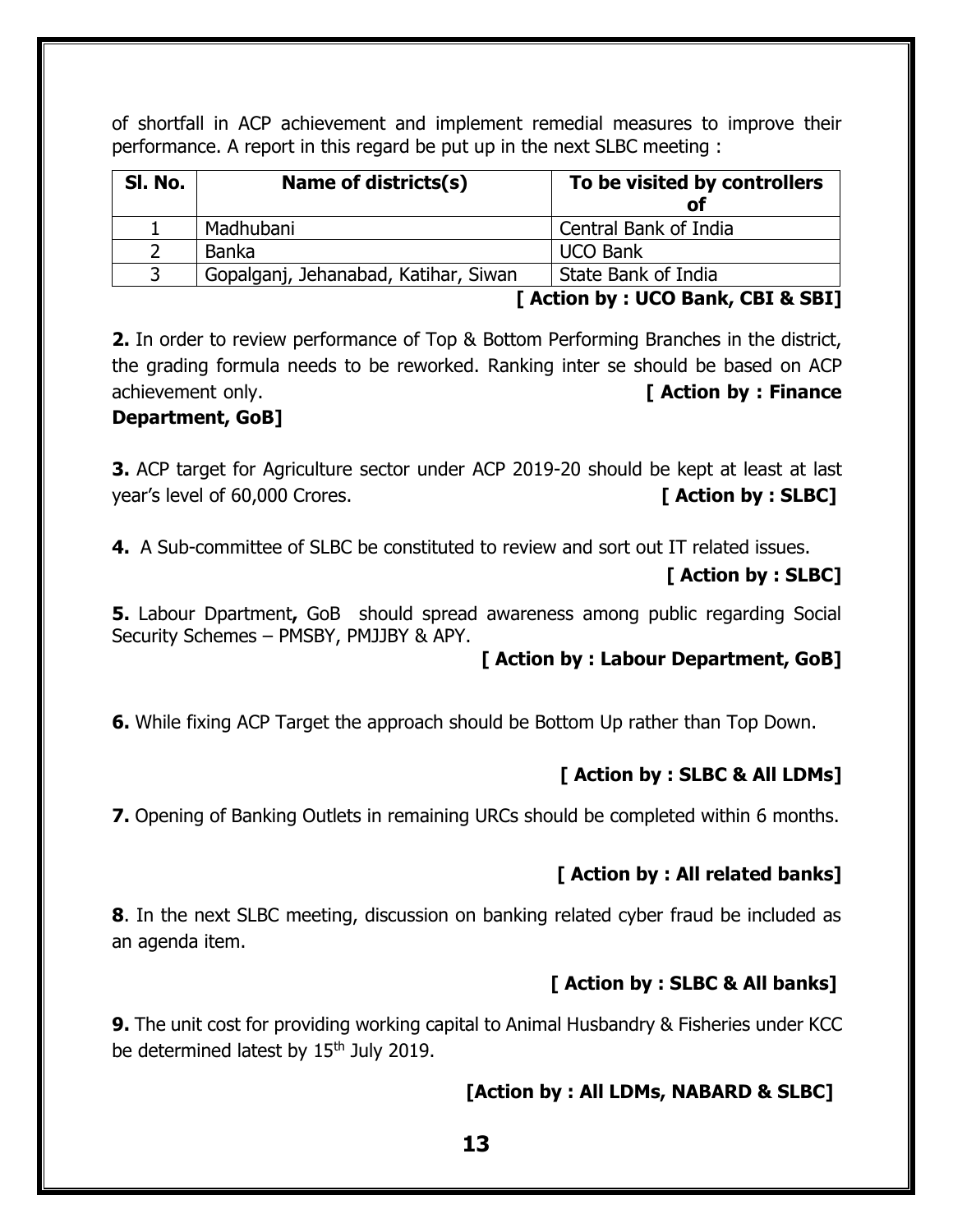of shortfall in ACP achievement and implement remedial measures to improve their performance. A report in this regard be put up in the next SLBC meeting :

| Sl. No. | Name of districts(s) | To be visited by controllers of |
|---|---|---|
| 1 | Madhubani | Central Bank of India |
| 2 | Banka | UCO Bank |
| 3 | Gopalganj, Jehanabad, Katihar, Siwan | State Bank of India |

**[ Action by : UCO Bank, CBI & SBI]**

**2.** In order to review performance of Top & Bottom Performing Branches in the district, the grading formula needs to be reworked. Ranking inter se should be based on ACP achievement only. **[ Action by : Finance Department, GoB]**

**3.** ACP target for Agriculture sector under ACP 2019-20 should be kept at least at last year's level of 60,000 Crores. **[ Action by : SLBC]**

**4.** A Sub-committee of SLBC be constituted to review and sort out IT related issues.

**[ Action by : SLBC]**

**5.** Labour Dpartment**,** GoB should spread awareness among public regarding Social Security Schemes – PMSBY, PMJJBY & APY.

**[ Action by : Labour Department, GoB]**

**6.** While fixing ACP Target the approach should be Bottom Up rather than Top Down.

**[ Action by : SLBC & All LDMs]**

**7.** Opening of Banking Outlets in remaining URCs should be completed within 6 months.

**[ Action by : All related banks]**

**8**. In the next SLBC meeting, discussion on banking related cyber fraud be included as an agenda item.

**[ Action by : SLBC & All banks]**

**9.** The unit cost for providing working capital to Animal Husbandry & Fisheries under KCC be determined latest by 15th July 2019.

**[Action by : All LDMs, NABARD & SLBC]**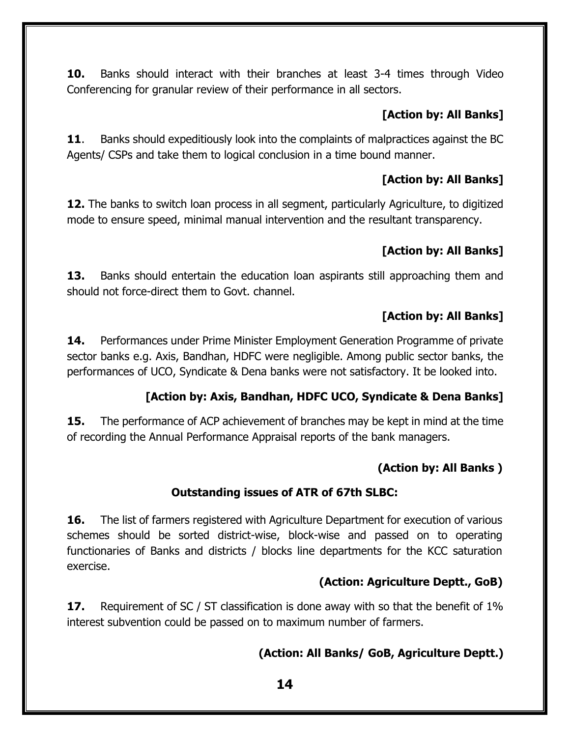**10.** Banks should interact with their branches at least 3-4 times through Video Conferencing for granular review of their performance in all sectors.

**[Action by: All Banks]**

**11**. Banks should expeditiously look into the complaints of malpractices against the BC Agents/ CSPs and take them to logical conclusion in a time bound manner.

**[Action by: All Banks]**

**12.** The banks to switch loan process in all segment, particularly Agriculture, to digitized mode to ensure speed, minimal manual intervention and the resultant transparency.

**[Action by: All Banks]**

**13.** Banks should entertain the education loan aspirants still approaching them and should not force-direct them to Govt. channel.

**[Action by: All Banks]**

**14.** Performances under Prime Minister Employment Generation Programme of private sector banks e.g. Axis, Bandhan, HDFC were negligible. Among public sector banks, the performances of UCO, Syndicate & Dena banks were not satisfactory. It be looked into.

**[Action by: Axis, Bandhan, HDFC UCO, Syndicate & Dena Banks]**

**15.** The performance of ACP achievement of branches may be kept in mind at the time of recording the Annual Performance Appraisal reports of the bank managers.

**(Action by: All Banks )**

**Outstanding issues of ATR of 67th SLBC:**

**16.** The list of farmers registered with Agriculture Department for execution of various schemes should be sorted district-wise, block-wise and passed on to operating functionaries of Banks and districts / blocks line departments for the KCC saturation exercise.

**(Action: Agriculture Deptt., GoB)**

**17.** Requirement of SC / ST classification is done away with so that the benefit of 1% interest subvention could be passed on to maximum number of farmers.

**(Action: All Banks/ GoB, Agriculture Deptt.)**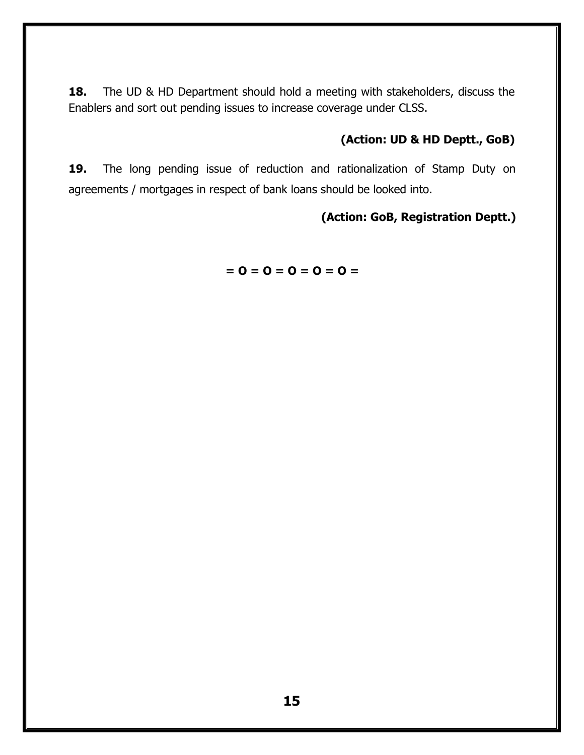**18.** The UD & HD Department should hold a meeting with stakeholders, discuss the Enablers and sort out pending issues to increase coverage under CLSS.

**(Action: UD & HD Deptt., GoB)**

**19.** The long pending issue of reduction and rationalization of Stamp Duty on agreements / mortgages in respect of bank loans should be looked into.

**(Action: GoB, Registration Deptt.)**

**= O = O = O = O = O =**